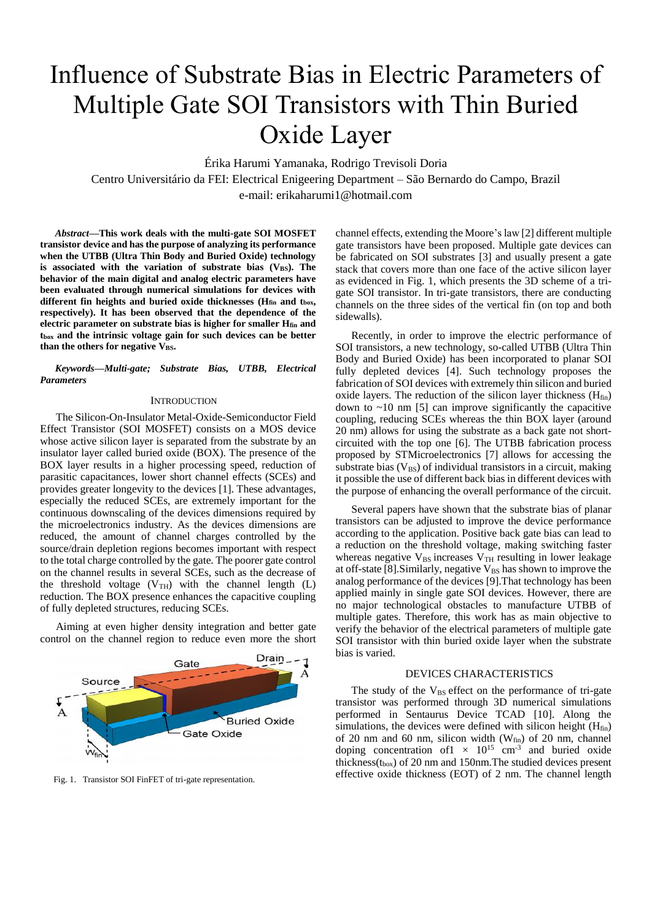# Influence of Substrate Bias in Electric Parameters of Multiple Gate SOI Transistors with Thin Buried Oxide Layer

Érika Harumi Yamanaka, Rodrigo Trevisoli Doria

Centro Universitário da FEI: Electrical Enigeering Department – São Bernardo do Campo, Brazil

e-mail: erikaharumi1@hotmail.com

***Abstract*—This work deals with the multi-gate SOI MOSFET transistor device and has the purpose of analyzing its performance when the UTBB (Ultra Thin Body and Buried Oxide) technology is associated with the variation of substrate bias ($V_{BS}$). The behavior of the main digital and analog electric parameters have been evaluated through numerical simulations for devices with different fin heights and buried oxide thicknesses ($H_{fin}$ and $t_{box}$, respectively). It has been observed that the dependence of the electric parameter on substrate bias is higher for smaller $H_{fin}$ and $t_{box}$ and the intrinsic voltage gain for such devices can be better than the others for negative $V_{BS}$.**

***Keywords—Multi-gate; Substrate Bias, UTBB, Electrical Parameters***

## INTRODUCTION

The Silicon-On-Insulator Metal-Oxide-Semiconductor Field Effect Transistor (SOI MOSFET) consists on a MOS device whose active silicon layer is separated from the substrate by an insulator layer called buried oxide (BOX). The presence of the BOX layer results in a higher processing speed, reduction of parasitic capacitances, lower short channel effects (SCEs) and provides greater longevity to the devices [1]. These advantages, especially the reduced SCEs, are extremely important for the continuous downscaling of the devices dimensions required by the microelectronics industry. As the devices dimensions are reduced, the amount of channel charges controlled by the source/drain depletion regions becomes important with respect to the total charge controlled by the gate. The poorer gate control on the channel results in several SCEs, such as the decrease of the threshold voltage ($V_{TH}$) with the channel length (L) reduction. The BOX presence enhances the capacitive coupling of fully depleted structures, reducing SCEs.

Aiming at even higher density integration and better gate control on the channel region to reduce even more the short channel effects, extending the Moore's law [2] different multiple gate transistors have been proposed. Multiple gate devices can be fabricated on SOI substrates [3] and usually present a gate stack that covers more than one face of the active silicon layer as evidenced in Fig. 1, which presents the 3D scheme of a tri-gate SOI transistor. In tri-gate transistors, there are conducting channels on the three sides of the vertical fin (on top and both sidewalls).

Fig. 1. Transistor SOI FinFET of tri-gate representation.

Recently, in order to improve the electric performance of SOI transistors, a new technology, so-called UTBB (Ultra Thin Body and Buried Oxide) has been incorporated to planar SOI fully depleted devices [4]. Such technology proposes the fabrication of SOI devices with extremely thin silicon and buried oxide layers. The reduction of the silicon layer thickness ($H_{fin}$) down to ~10 nm [5] can improve significantly the capacitive coupling, reducing SCEs whereas the thin BOX layer (around 20 nm) allows for using the substrate as a back gate not short-circuited with the top one [6]. The UTBB fabrication process proposed by STMicroelectronics [7] allows for accessing the substrate bias ($V_{BS}$) of individual transistors in a circuit, making it possible the use of different back bias in different devices with the purpose of enhancing the overall performance of the circuit.

Several papers have shown that the substrate bias of planar transistors can be adjusted to improve the device performance according to the application. Positive back gate bias can lead to a reduction on the threshold voltage, making switching faster whereas negative $V_{BS}$ increases $V_{TH}$ resulting in lower leakage at off-state [8].Similarly, negative $V_{BS}$ has shown to improve the analog performance of the devices [9].That technology has been applied mainly in single gate SOI devices. However, there are no major technological obstacles to manufacture UTBB of multiple gates. Therefore, this work has as main objective to verify the behavior of the electrical parameters of multiple gate SOI transistor with thin buried oxide layer when the substrate bias is varied.

## DEVICES CHARACTERISTICS

The study of the $V_{BS}$ effect on the performance of tri-gate transistor was performed through 3D numerical simulations performed in Sentaurus Device TCAD [10]. Along the simulations, the devices were defined with silicon height ($H_{fin}$) of 20 nm and 60 nm, silicon width ($W_{fin}$) of 20 nm, channel doping concentration of $1 \times 10^{15}$ cm$^{-3}$ and buried oxide thickness($t_{box}$) of 20 nm and 150nm.The studied devices present effective oxide thickness (EOT) of 2 nm. The channel length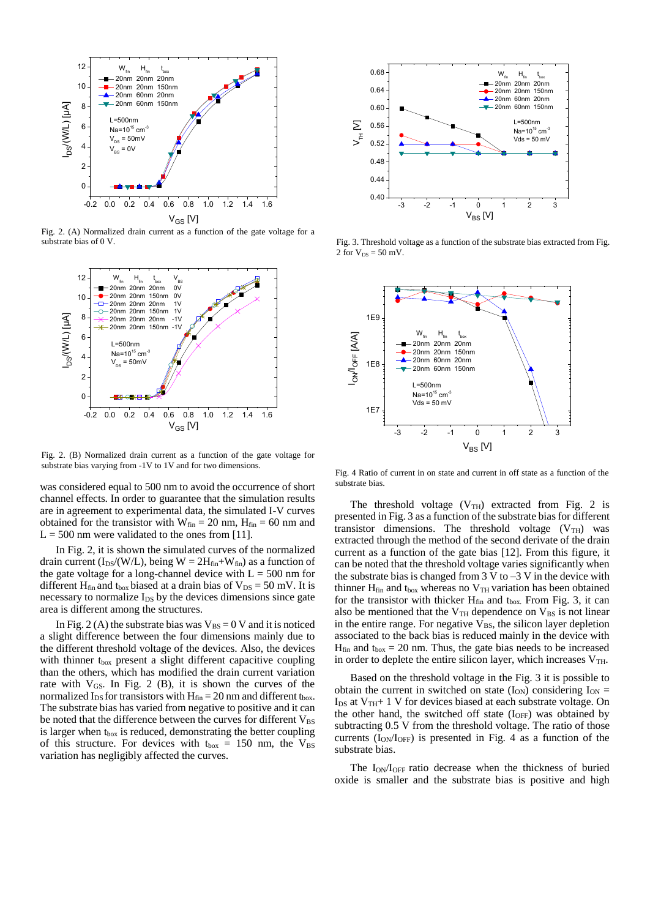Fig. 2. (A) Normalized drain current as a function of the gate voltage for a substrate bias of 0 V.

Fig. 2. (B) Normalized drain current as a function of the gate voltage for substrate bias varying from -1V to 1V and for two dimensions.

was considered equal to 500 nm to avoid the occurrence of short channel effects. In order to guarantee that the simulation results are in agreement to experimental data, the simulated I-V curves obtained for the transistor with $W_{fin}$ = 20 nm, $H_{fin}$ = 60 nm and L = 500 nm were validated to the ones from [11].

In Fig. 2, it is shown the simulated curves of the normalized drain current ($I_{DS}$/(W/L), being $W = 2H_{fin}+W_{fin}$) as a function of the gate voltage for a long-channel device with L = 500 nm for different $H_{fin}$ and $t_{box}$ biased at a drain bias of $V_{DS}$ = 50 mV. It is necessary to normalize $I_{DS}$ by the devices dimensions since gate area is different among the structures.

In Fig. 2 (A) the substrate bias was $V_{BS}$ = 0 V and it is noticed a slight difference between the four dimensions mainly due to the different threshold voltage of the devices. Also, the devices with thinner $t_{box}$ present a slight different capacitive coupling than the others, which has modified the drain current variation rate with $V_{GS}$. In Fig. 2 (B), it is shown the curves of the normalized $I_{DS}$ for transistors with $H_{fin}$ = 20 nm and different $t_{box}$. The substrate bias has varied from negative to positive and it can be noted that the difference between the curves for different $V_{BS}$ is larger when $t_{box}$ is reduced, demonstrating the better coupling of this structure. For devices with $t_{box}$ = 150 nm, the $V_{BS}$ variation has negligibly affected the curves.

Fig. 3. Threshold voltage as a function of the substrate bias extracted from Fig. 2 for $V_{DS}$ = 50 mV.

Fig. 4 Ratio of current in on state and current in off state as a function of the substrate bias.

The threshold voltage ($V_{TH}$) extracted from Fig. 2 is presented in Fig. 3 as a function of the substrate bias for different transistor dimensions. The threshold voltage ($V_{TH}$) was extracted through the method of the second derivate of the drain current as a function of the gate bias [12]. From this figure, it can be noted that the threshold voltage varies significantly when the substrate bias is changed from 3 V to –3 V in the device with thinner $H_{fin}$ and $t_{box}$ whereas no $V_{TH}$ variation has been obtained for the transistor with thicker $H_{fin}$ and $t_{box}$. From Fig. 3, it can also be mentioned that the $V_{TH}$ dependence on $V_{BS}$ is not linear in the entire range. For negative $V_{BS}$, the silicon layer depletion associated to the back bias is reduced mainly in the device with $H_{fin}$ and $t_{box}$ = 20 nm. Thus, the gate bias needs to be increased in order to deplete the entire silicon layer, which increases $V_{TH}$.

Based on the threshold voltage in the Fig. 3 it is possible to obtain the current in switched on state ($I_{ON}$) considering $I_{ON}$ = $I_{DS}$ at $V_{TH}$+ 1 V for devices biased at each substrate voltage. On the other hand, the switched off state ($I_{OFF}$) was obtained by subtracting 0.5 V from the threshold voltage. The ratio of those currents ($I_{ON}/I_{OFF}$) is presented in Fig. 4 as a function of the substrate bias.

The $I_{ON}/I_{OFF}$ ratio decrease when the thickness of buried oxide is smaller and the substrate bias is positive and high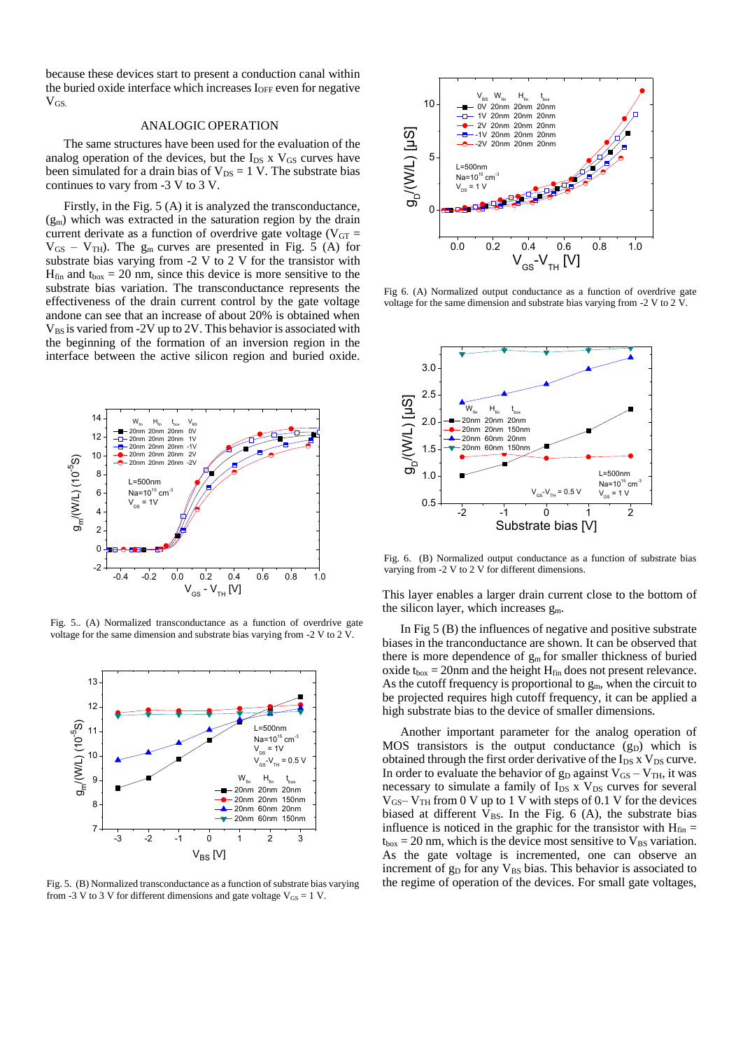because these devices start to present a conduction canal within the buried oxide interface which increases $I_{OFF}$ even for negative $V_{GS}$.

## ANALOGIC OPERATION

The same structures have been used for the evaluation of the analog operation of the devices, but the $I_{DS}$ x $V_{GS}$ curves have been simulated for a drain bias of $V_{DS}$ = 1 V. The substrate bias continues to vary from -3 V to 3 V.

Firstly, in the Fig. 5 (A) it is analyzed the transconductance, ($g_m$) which was extracted in the saturation region by the drain current derivate as a function of overdrive gate voltage ($V_{GT}$ = $V_{GS}$ – $V_{TH}$). The $g_m$ curves are presented in Fig. 5 (A) for substrate bias varying from -2 V to 2 V for the transistor with $H_{fin}$ and $t_{box}$ = 20 nm, since this device is more sensitive to the substrate bias variation. The transconductance represents the effectiveness of the drain current control by the gate voltage andone can see that an increase of about 20% is obtained when $V_{BS}$ is varied from -2V up to 2V. This behavior is associated with the beginning of the formation of an inversion region in the interface between the active silicon region and buried oxide.

Fig. 5.. (A) Normalized transconductance as a function of overdrive gate voltage for the same dimension and substrate bias varying from -2 V to 2 V.

Fig. 5. (B) Normalized transconductance as a function of substrate bias varying from -3 V to 3 V for different dimensions and gate voltage $V_{GS}$ = 1 V.

Fig 6. (A) Normalized output conductance as a function of overdrive gate voltage for the same dimension and substrate bias varying from -2 V to 2 V.

Fig. 6. (B) Normalized output conductance as a function of substrate bias varying from -2 V to 2 V for different dimensions.

This layer enables a larger drain current close to the bottom of the silicon layer, which increases $g_m$.

In Fig 5 (B) the influences of negative and positive substrate biases in the tranconductance are shown. It can be observed that there is more dependence of $g_m$ for smaller thickness of buried oxide $t_{box}$ = 20nm and the height $H_{fin}$ does not present relevance. As the cutoff frequency is proportional to $g_m$, when the circuit to be projected requires high cutoff frequency, it can be applied a high substrate bias to the device of smaller dimensions.

Another important parameter for the analog operation of MOS transistors is the output conductance ($g_D$) which is obtained through the first order derivative of the $I_{DS}$ x $V_{DS}$ curve. In order to evaluate the behavior of $g_D$ against $V_{GS}$ – $V_{TH}$, it was necessary to simulate a family of $I_{DS}$ x $V_{DS}$ curves for several $V_{GS}$– $V_{TH}$ from 0 V up to 1 V with steps of 0.1 V for the devices biased at different $V_{BS}$. In the Fig. 6 (A), the substrate bias influence is noticed in the graphic for the transistor with $H_{fin}$ = $t_{box}$ = 20 nm, which is the device most sensitive to $V_{BS}$ variation. As the gate voltage is incremented, one can observe an increment of $g_D$ for any $V_{BS}$ bias. This behavior is associated to the regime of operation of the devices. For small gate voltages,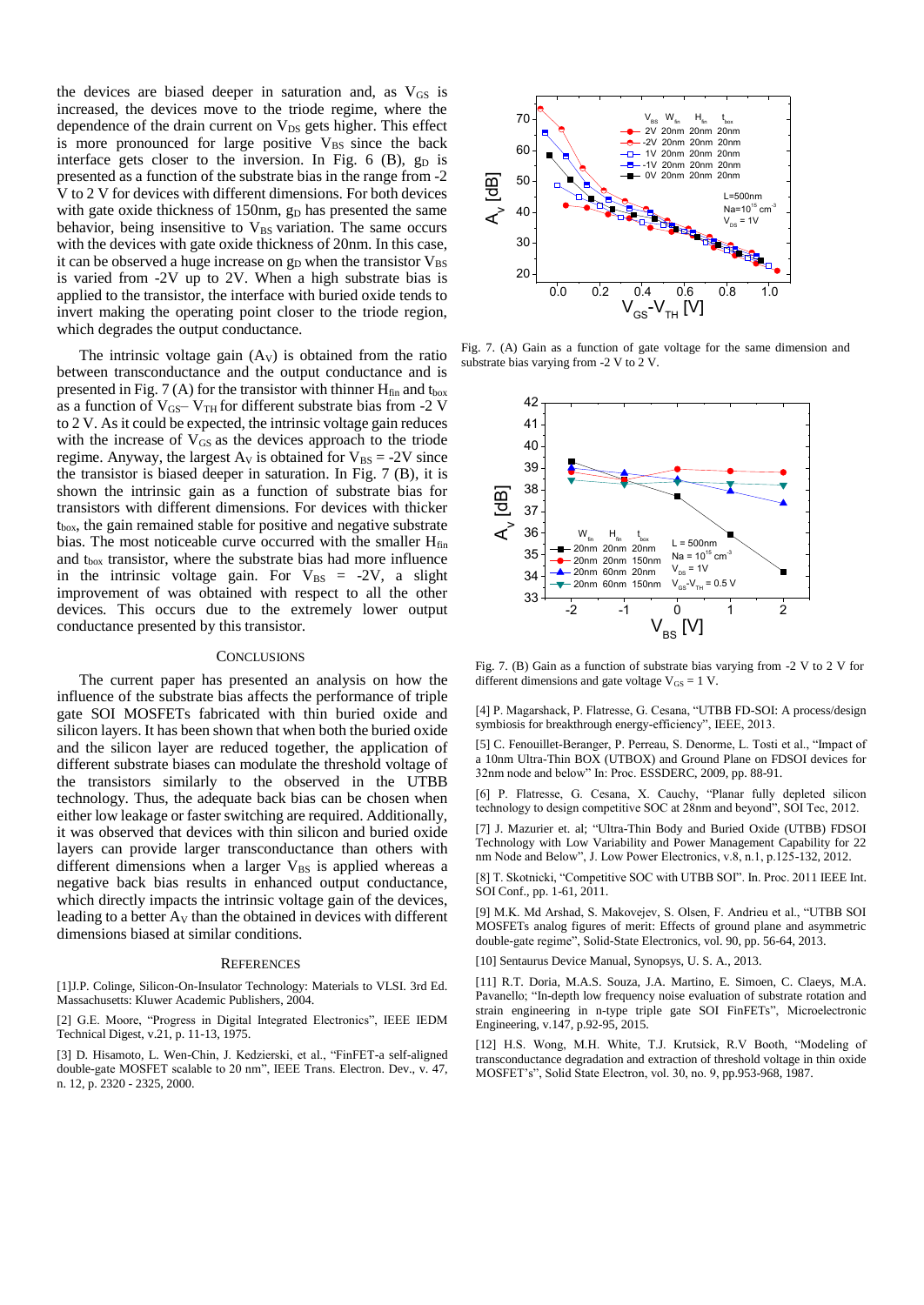the devices are biased deeper in saturation and, as $V_{GS}$ is increased, the devices move to the triode regime, where the dependence of the drain current on $V_{DS}$ gets higher. This effect is more pronounced for large positive $V_{BS}$ since the back interface gets closer to the inversion. In Fig. 6 (B), $g_D$ is presented as a function of the substrate bias in the range from -2 V to 2 V for devices with different dimensions. For both devices with gate oxide thickness of 150nm, $g_D$ has presented the same behavior, being insensitive to $V_{BS}$ variation. The same occurs with the devices with gate oxide thickness of 20nm. In this case, it can be observed a huge increase on $g_D$ when the transistor $V_{BS}$ is varied from -2V up to 2V. When a high substrate bias is applied to the transistor, the interface with buried oxide tends to invert making the operating point closer to the triode region, which degrades the output conductance.

The intrinsic voltage gain ($A_V$) is obtained from the ratio between transconductance and the output conductance and is presented in Fig. 7 (A) for the transistor with thinner $H_{fin}$ and $t_{box}$ as a function of $V_{GS}$– $V_{TH}$ for different substrate bias from -2 V to 2 V. As it could be expected, the intrinsic voltage gain reduces with the increase of $V_{GS}$ as the devices approach to the triode regime. Anyway, the largest $A_V$ is obtained for $V_{BS}$ = -2V since the transistor is biased deeper in saturation. In Fig. 7 (B), it is shown the intrinsic gain as a function of substrate bias for transistors with different dimensions. For devices with thicker $t_{box}$, the gain remained stable for positive and negative substrate bias. The most noticeable curve occurred with the smaller $H_{fin}$ and $t_{box}$ transistor, where the substrate bias had more influence in the intrinsic voltage gain. For $V_{BS}$ = -2V, a slight improvement of was obtained with respect to all the other devices. This occurs due to the extremely lower output conductance presented by this transistor.

## Conclusions

The current paper has presented an analysis on how the influence of the substrate bias affects the performance of triple gate SOI MOSFETs fabricated with thin buried oxide and silicon layers. It has been shown that when both the buried oxide and the silicon layer are reduced together, the application of different substrate biases can modulate the threshold voltage of the transistors similarly to the observed in the UTBB technology. Thus, the adequate back bias can be chosen when either low leakage or faster switching are required. Additionally, it was observed that devices with thin silicon and buried oxide layers can provide larger transconductance than others with different dimensions when a larger $V_{BS}$ is applied whereas a negative back bias results in enhanced output conductance, which directly impacts the intrinsic voltage gain of the devices, leading to a better $A_V$ than the obtained in devices with different dimensions biased at similar conditions.

A_V [dB]
V_GS-V_TH [V]
V_BS W_fin H_fin t_box
2V 20nm 20nm 20nm
-2V 20nm 20nm 20nm
1V 20nm 20nm 20nm
-1V 20nm 20nm 20nm
0V 20nm 20nm 20nm
L=500nm
Na=10^15 cm^-3
V_DS = 1V

Fig. 7. (A) Gain as a function of gate voltage for the same dimension and substrate bias varying from -2 V to 2 V.

A_V [dB]
V_BS [V]
W_fin H_fin t_box
20nm 20nm 20nm
20nm 20nm 150nm
20nm 60nm 20nm
20nm 60nm 150nm
L = 500nm
Na = 10^15 cm^-3
V_DS = 1V
V_GS-V_TH = 0.5 V

Fig. 7. (B) Gain as a function of substrate bias varying from -2 V to 2 V for different dimensions and gate voltage $V_{GS}$ = 1 V.

## References

[1]J.P. Colinge, Silicon-On-Insulator Technology: Materials to VLSI. 3rd Ed. Massachusetts: Kluwer Academic Publishers, 2004.

[2] G.E. Moore, "Progress in Digital Integrated Electronics", IEEE IEDM Technical Digest, v.21, p. 11-13, 1975.

[3] D. Hisamoto, L. Wen-Chin, J. Kedzierski, et al., "FinFET-a self-aligned double-gate MOSFET scalable to 20 nm", IEEE Trans. Electron. Dev., v. 47, n. 12, p. 2320 - 2325, 2000.

[4] P. Magarshack, P. Flatresse, G. Cesana, "UTBB FD-SOI: A process/design symbiosis for breakthrough energy-efficiency", IEEE, 2013.

[5] C. Fenouillet-Beranger, P. Perreau, S. Denorme, L. Tosti et al., "Impact of a 10nm Ultra-Thin BOX (UTBOX) and Ground Plane on FDSOI devices for 32nm node and below" In: Proc. ESSDERC, 2009, pp. 88-91.

[6] P. Flatresse, G. Cesana, X. Cauchy, "Planar fully depleted silicon technology to design competitive SOC at 28nm and beyond", SOI Tec, 2012.

[7] J. Mazurier et. al; "Ultra-Thin Body and Buried Oxide (UTBB) FDSOI Technology with Low Variability and Power Management Capability for 22 nm Node and Below", J. Low Power Electronics, v.8, n.1, p.125-132, 2012.

[8] T. Skotnicki, "Competitive SOC with UTBB SOI". In. Proc. 2011 IEEE Int. SOI Conf., pp. 1-61, 2011.

[9] M.K. Md Arshad, S. Makovejev, S. Olsen, F. Andrieu et al., "UTBB SOI MOSFETs analog figures of merit: Effects of ground plane and asymmetric double-gate regime", Solid-State Electronics, vol. 90, pp. 56-64, 2013.

[10] Sentaurus Device Manual, Synopsys, U. S. A., 2013.

[11] R.T. Doria, M.A.S. Souza, J.A. Martino, E. Simoen, C. Claeys, M.A. Pavanello; "In-depth low frequency noise evaluation of substrate rotation and strain engineering in n-type triple gate SOI FinFETs", Microelectronic Engineering, v.147, p.92-95, 2015.

[12] H.S. Wong, M.H. White, T.J. Krutsick, R.V Booth, "Modeling of transconductance degradation and extraction of threshold voltage in thin oxide MOSFET's", Solid State Electron, vol. 30, no. 9, pp.953-968, 1987.